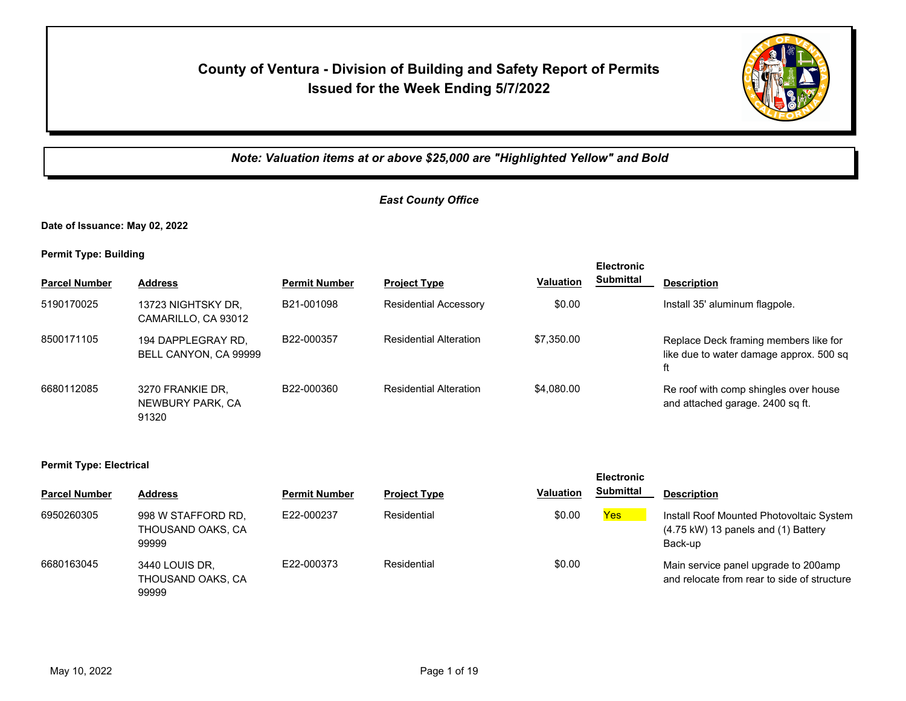# County of Ventura - Division of Building and Safety Report of Permits Issued for the Week Ending 5/7/2022

***Note: Valuation items at or above $25,000 are "Highlighted Yellow" and Bold***

## *East County Office*

**Date of Issuance: May 02, 2022**

**Permit Type: Building**

| Parcel Number | Address | Permit Number | Project Type | Valuation | Electronic Submittal | Description |
|---|---|---|---|---|---|---|
| 5190170025 | 13723 NIGHTSKY DR, CAMARILLO, CA 93012 | B21-001098 | Residential Accessory | $0.00 | | Install 35' aluminum flagpole. |
| 8500171105 | 194 DAPPLEGRAY RD, BELL CANYON, CA 99999 | B22-000357 | Residential Alteration | $7,350.00 | | Replace Deck framing members like for like due to water damage approx. 500 sq ft |
| 6680112085 | 3270 FRANKIE DR, NEWBURY PARK, CA 91320 | B22-000360 | Residential Alteration | $4,080.00 | | Re roof with comp shingles over house and attached garage. 2400 sq ft. |

**Permit Type: Electrical**

| Parcel Number | Address | Permit Number | Project Type | Valuation | Electronic Submittal | Description |
|---|---|---|---|---|---|---|
| 6950260305 | 998 W STAFFORD RD, THOUSAND OAKS, CA 99999 | E22-000237 | Residential | $0.00 | Yes | Install Roof Mounted Photovoltaic System (4.75 kW) 13 panels and (1) Battery Back-up |
| 6680163045 | 3440 LOUIS DR, THOUSAND OAKS, CA 99999 | E22-000373 | Residential | $0.00 | | Main service panel upgrade to 200amp and relocate from rear to side of structure |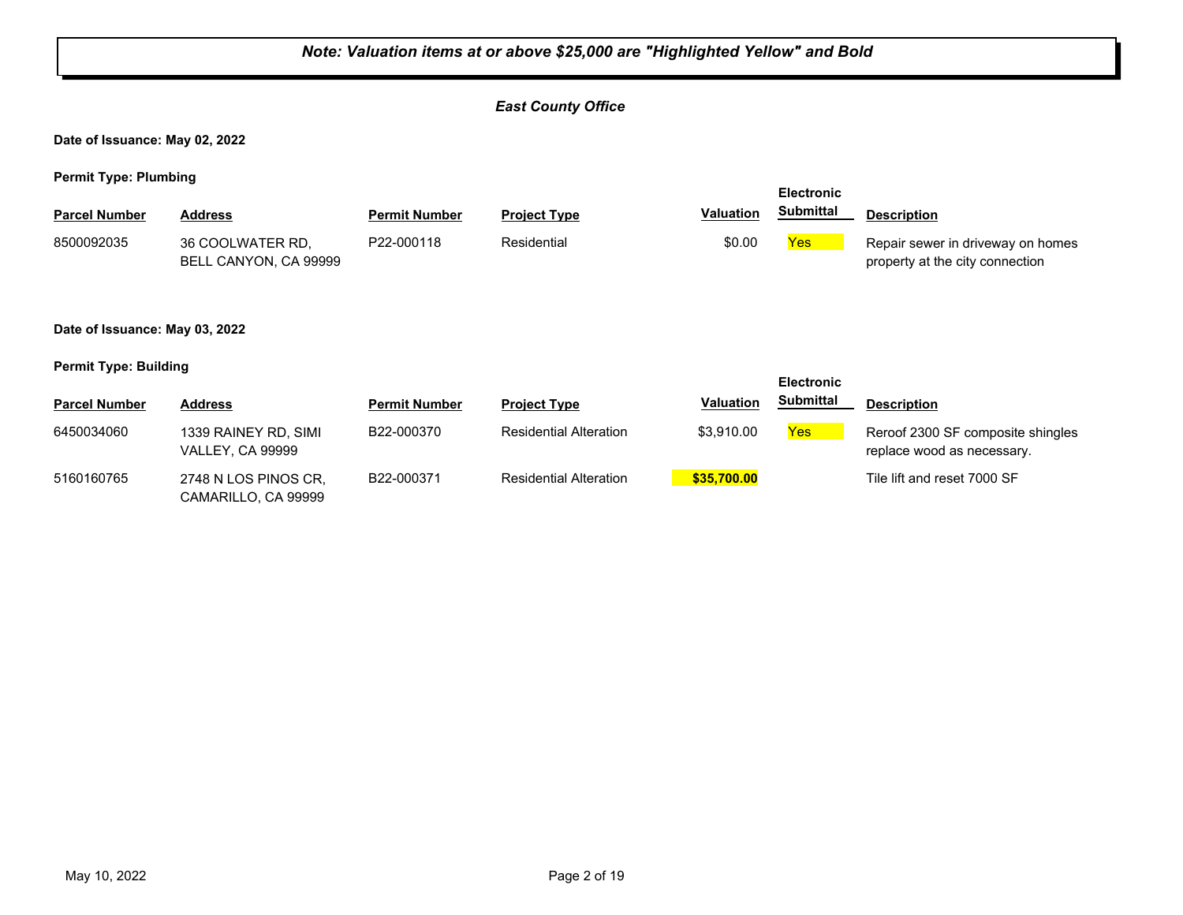***Note: Valuation items at or above $25,000 are "Highlighted Yellow" and Bold***

***East County Office***

**Date of Issuance: May 02, 2022**

**Permit Type: Plumbing**

| Parcel Number | Address | Permit Number | Project Type | Valuation | Electronic Submittal | Description |
|---|---|---|---|---|---|---|
| 8500092035 | 36 COOLWATER RD, BELL CANYON, CA 99999 | P22-000118 | Residential | $0.00 | Yes | Repair sewer in driveway on homes property at the city connection |

**Date of Issuance: May 03, 2022**

**Permit Type: Building**

| Parcel Number | Address | Permit Number | Project Type | Valuation | Electronic Submittal | Description |
|---|---|---|---|---|---|---|
| 6450034060 | 1339 RAINEY RD, SIMI VALLEY, CA 99999 | B22-000370 | Residential Alteration | $3,910.00 | Yes | Reroof 2300 SF composite shingles replace wood as necessary. |
| 5160160765 | 2748 N LOS PINOS CR, CAMARILLO, CA 99999 | B22-000371 | Residential Alteration | **$35,700.00** | | Tile lift and reset 7000 SF |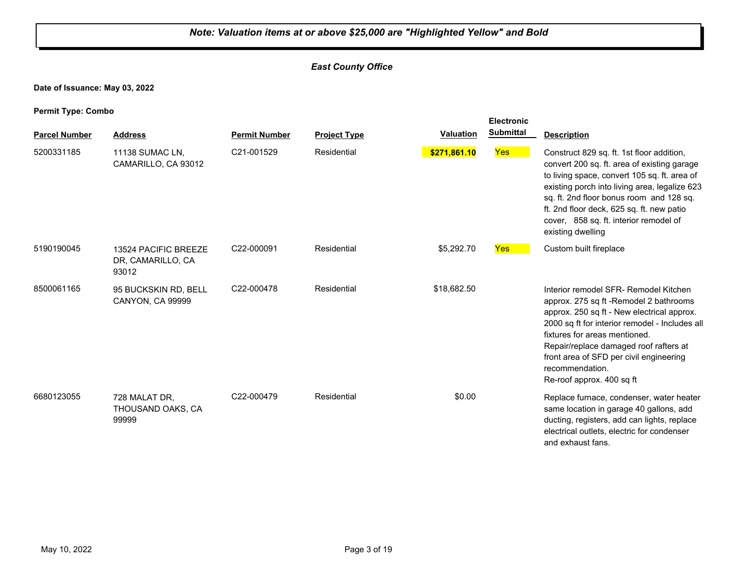***Note: Valuation items at or above $25,000 are "Highlighted Yellow" and Bold***

***East County Office***

**Date of Issuance: May 03, 2022**

**Permit Type: Combo**

| Parcel Number | Address | Permit Number | Project Type | Valuation | Electronic Submittal | Description |
|---|---|---|---|---|---|---|
| 5200331185 | 11138 SUMAC LN, CAMARILLO, CA 93012 | C21-001529 | Residential | **$271,861.10** | Yes | Construct 829 sq. ft. 1st floor addition, convert 200 sq. ft. area of existing garage to living space, convert 105 sq. ft. area of existing porch into living area, legalize 623 sq. ft. 2nd floor bonus room and 128 sq. ft. 2nd floor deck, 625 sq. ft. new patio cover, 858 sq. ft. interior remodel of existing dwelling |
| 5190190045 | 13524 PACIFIC BREEZE DR, CAMARILLO, CA 93012 | C22-000091 | Residential | $5,292.70 | Yes | Custom built fireplace |
| 8500061165 | 95 BUCKSKIN RD, BELL CANYON, CA 99999 | C22-000478 | Residential | $18,682.50 | | Interior remodel SFR- Remodel Kitchen approx. 275 sq ft -Remodel 2 bathrooms approx. 250 sq ft - New electrical approx. 2000 sq ft for interior remodel - Includes all fixtures for areas mentioned. Repair/replace damaged roof rafters at front area of SFD per civil engineering recommendation. Re-roof approx. 400 sq ft |
| 6680123055 | 728 MALAT DR, THOUSAND OAKS, CA 99999 | C22-000479 | Residential | $0.00 | | Replace furnace, condenser, water heater same location in garage 40 gallons, add ducting, registers, add can lights, replace electrical outlets, electric for condenser and exhaust fans. |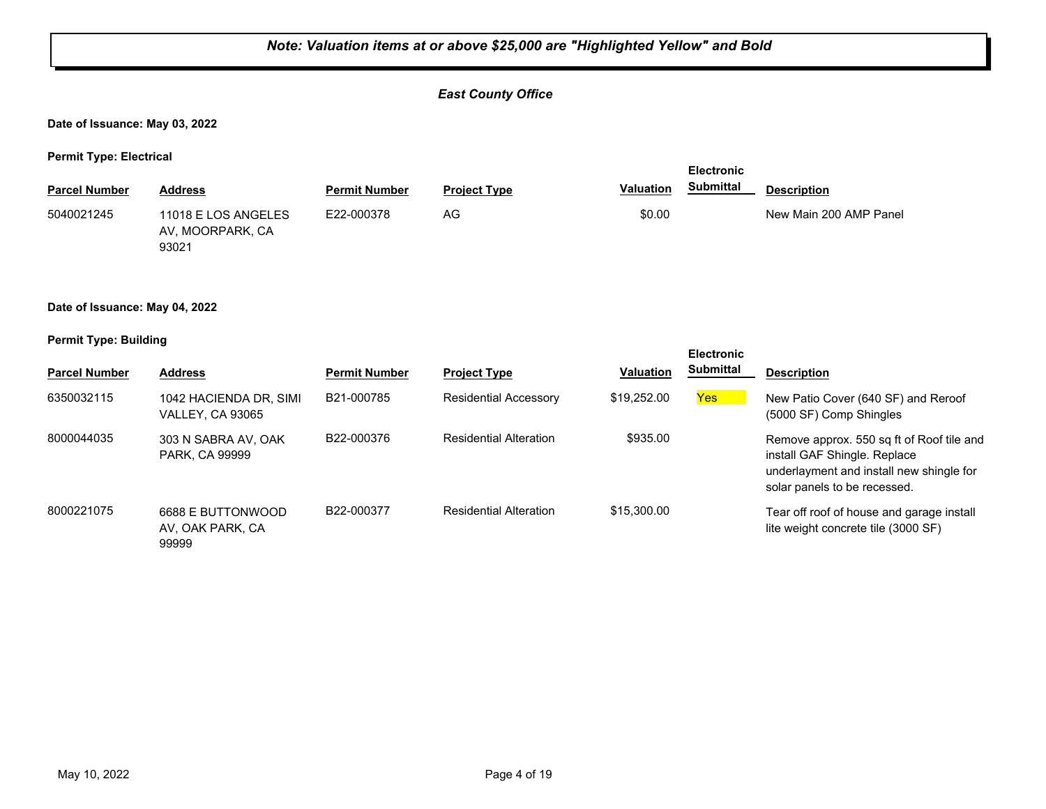***Note: Valuation items at or above $25,000 are "Highlighted Yellow" and Bold***

***East County Office***

**Date of Issuance: May 03, 2022**

**Permit Type: Electrical**

| Parcel Number | Address | Permit Number | Project Type | Valuation | Electronic Submittal | Description |
|---|---|---|---|---|---|---|
| 5040021245 | 11018 E LOS ANGELES AV, MOORPARK, CA 93021 | E22-000378 | AG | $0.00 | | New Main 200 AMP Panel |

**Date of Issuance: May 04, 2022**

**Permit Type: Building**

| Parcel Number | Address | Permit Number | Project Type | Valuation | Electronic Submittal | Description |
|---|---|---|---|---|---|---|
| 6350032115 | 1042 HACIENDA DR, SIMI VALLEY, CA 93065 | B21-000785 | Residential Accessory | $19,252.00 | Yes | New Patio Cover (640 SF) and Reroof (5000 SF) Comp Shingles |
| 8000044035 | 303 N SABRA AV, OAK PARK, CA 99999 | B22-000376 | Residential Alteration | $935.00 | | Remove approx. 550 sq ft of Roof tile and install GAF Shingle. Replace underlayment and install new shingle for solar panels to be recessed. |
| 8000221075 | 6688 E BUTTONWOOD AV, OAK PARK, CA 99999 | B22-000377 | Residential Alteration | $15,300.00 | | Tear off roof of house and garage install lite weight concrete tile (3000 SF) |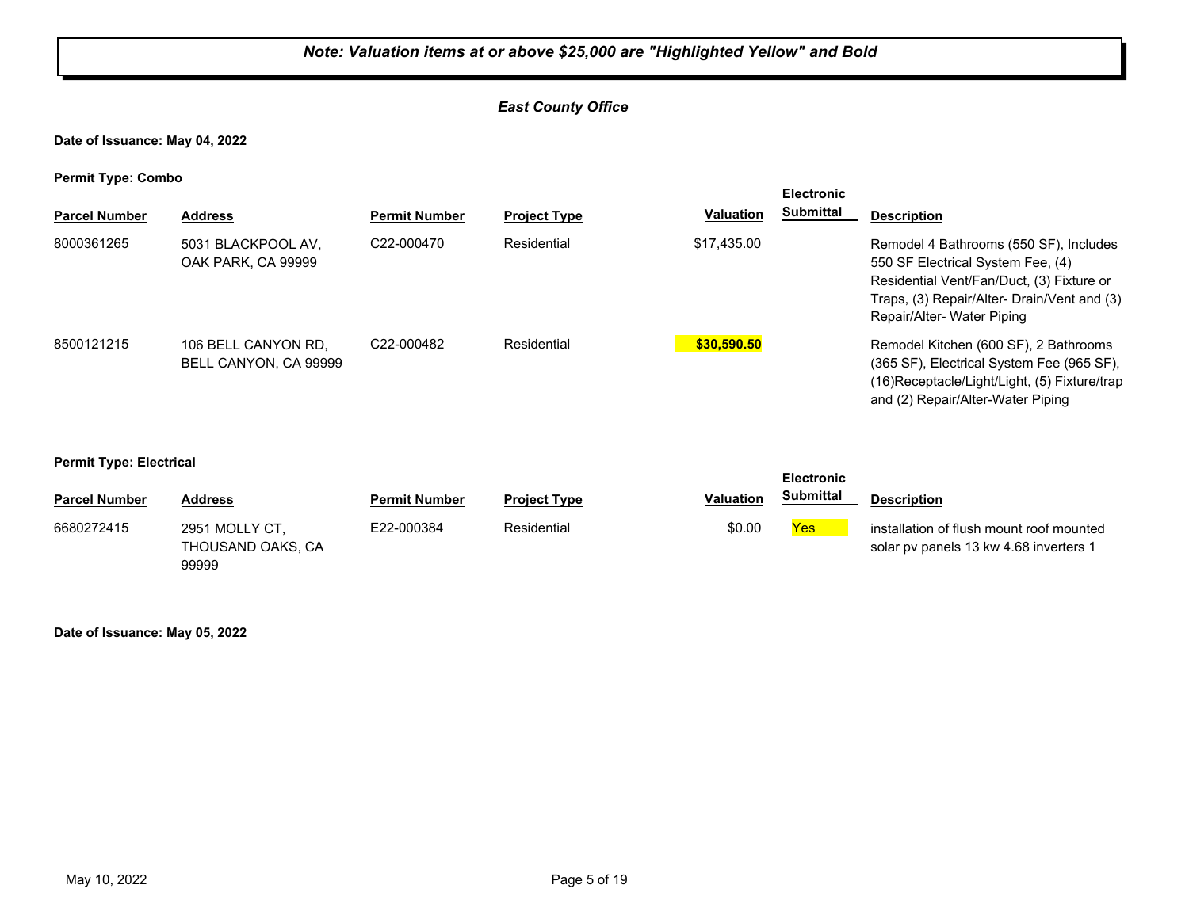***Note: Valuation items at or above $25,000 are "Highlighted Yellow" and Bold***

***East County Office***

**Date of Issuance: May 04, 2022**

**Permit Type: Combo**

| Parcel Number | Address | Permit Number | Project Type | Valuation | Electronic Submittal | Description |
|---|---|---|---|---|---|---|
| 8000361265 | 5031 BLACKPOOL AV, OAK PARK, CA 99999 | C22-000470 | Residential | $17,435.00 | | Remodel 4 Bathrooms (550 SF), Includes 550 SF Electrical System Fee, (4) Residential Vent/Fan/Duct, (3) Fixture or Traps, (3) Repair/Alter- Drain/Vent and (3) Repair/Alter- Water Piping |
| 8500121215 | 106 BELL CANYON RD, BELL CANYON, CA 99999 | C22-000482 | Residential | **$30,590.50** | | Remodel Kitchen (600 SF), 2 Bathrooms (365 SF), Electrical System Fee (965 SF), (16)Receptacle/Light/Light, (5) Fixture/trap and (2) Repair/Alter-Water Piping |

**Permit Type: Electrical**

| Parcel Number | Address | Permit Number | Project Type | Valuation | Electronic Submittal | Description |
|---|---|---|---|---|---|---|
| 6680272415 | 2951 MOLLY CT, THOUSAND OAKS, CA 99999 | E22-000384 | Residential | $0.00 | Yes | installation of flush mount roof mounted solar pv panels 13 kw 4.68 inverters 1 |

**Date of Issuance: May 05, 2022**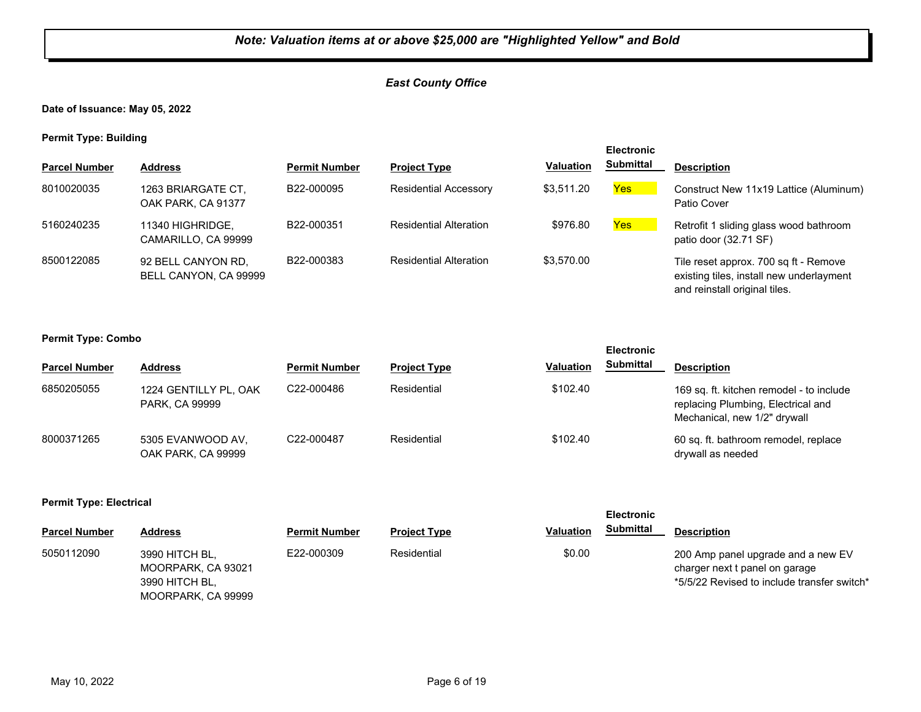*Note: Valuation items at or above $25,000 are "Highlighted Yellow" and Bold*

*East County Office*

**Date of Issuance: May 05, 2022**

**Permit Type: Building**

| Parcel Number | Address | Permit Number | Project Type | Valuation | Electronic Submittal | Description |
|---|---|---|---|---|---|---|
| 8010020035 | 1263 BRIARGATE CT, OAK PARK, CA 91377 | B22-000095 | Residential Accessory | $3,511.20 | Yes | Construct New 11x19 Lattice (Aluminum) Patio Cover |
| 5160240235 | 11340 HIGHRIDGE, CAMARILLO, CA 99999 | B22-000351 | Residential Alteration | $976.80 | Yes | Retrofit 1 sliding glass wood bathroom patio door (32.71 SF) |
| 8500122085 | 92 BELL CANYON RD, BELL CANYON, CA 99999 | B22-000383 | Residential Alteration | $3,570.00 | | Tile reset approx. 700 sq ft - Remove existing tiles, install new underlayment and reinstall original tiles. |

**Permit Type: Combo**

| Parcel Number | Address | Permit Number | Project Type | Valuation | Electronic Submittal | Description |
|---|---|---|---|---|---|---|
| 6850205055 | 1224 GENTILLY PL, OAK PARK, CA 99999 | C22-000486 | Residential | $102.40 | | 169 sq. ft. kitchen remodel - to include replacing Plumbing, Electrical and Mechanical, new 1/2" drywall |
| 8000371265 | 5305 EVANWOOD AV, OAK PARK, CA 99999 | C22-000487 | Residential | $102.40 | | 60 sq. ft. bathroom remodel, replace drywall as needed |

**Permit Type: Electrical**

| Parcel Number | Address | Permit Number | Project Type | Valuation | Electronic Submittal | Description |
|---|---|---|---|---|---|---|
| 5050112090 | 3990 HITCH BL, MOORPARK, CA 93021 3990 HITCH BL, MOORPARK, CA 99999 | E22-000309 | Residential | $0.00 | | 200 Amp panel upgrade and a new EV charger next t panel on garage *5/5/22 Revised to include transfer switch* |

May 10, 2022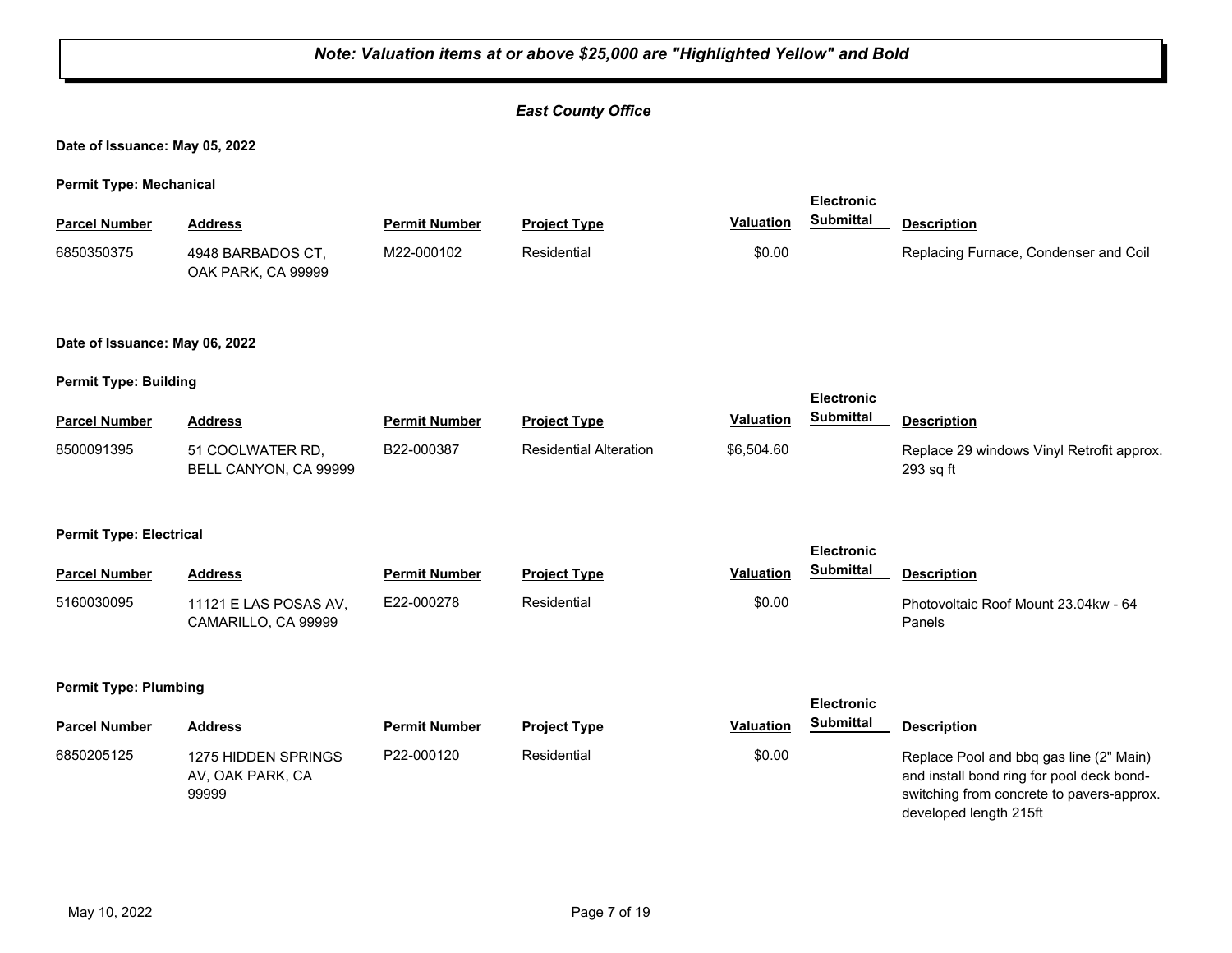***Note: Valuation items at or above $25,000 are "Highlighted Yellow" and Bold***

***East County Office***

**Date of Issuance: May 05, 2022**

**Permit Type: Mechanical**

| Parcel Number | Address | Permit Number | Project Type | Valuation | Electronic Submittal | Description |
|---|---|---|---|---|---|---|
| 6850350375 | 4948 BARBADOS CT, OAK PARK, CA 99999 | M22-000102 | Residential | $0.00 | | Replacing Furnace, Condenser and Coil |

**Date of Issuance: May 06, 2022**

**Permit Type: Building**

| Parcel Number | Address | Permit Number | Project Type | Valuation | Electronic Submittal | Description |
|---|---|---|---|---|---|---|
| 8500091395 | 51 COOLWATER RD, BELL CANYON, CA 99999 | B22-000387 | Residential Alteration | $6,504.60 | | Replace 29 windows Vinyl Retrofit approx. 293 sq ft |

**Permit Type: Electrical**

| Parcel Number | Address | Permit Number | Project Type | Valuation | Electronic Submittal | Description |
|---|---|---|---|---|---|---|
| 5160030095 | 11121 E LAS POSAS AV, CAMARILLO, CA 99999 | E22-000278 | Residential | $0.00 | | Photovoltaic Roof Mount 23.04kw - 64 Panels |

**Permit Type: Plumbing**

| Parcel Number | Address | Permit Number | Project Type | Valuation | Electronic Submittal | Description |
|---|---|---|---|---|---|---|
| 6850205125 | 1275 HIDDEN SPRINGS AV, OAK PARK, CA 99999 | P22-000120 | Residential | $0.00 | | Replace Pool and bbq gas line (2" Main) and install bond ring for pool deck bond-switching from concrete to pavers-approx. developed length 215ft |

May 10, 2022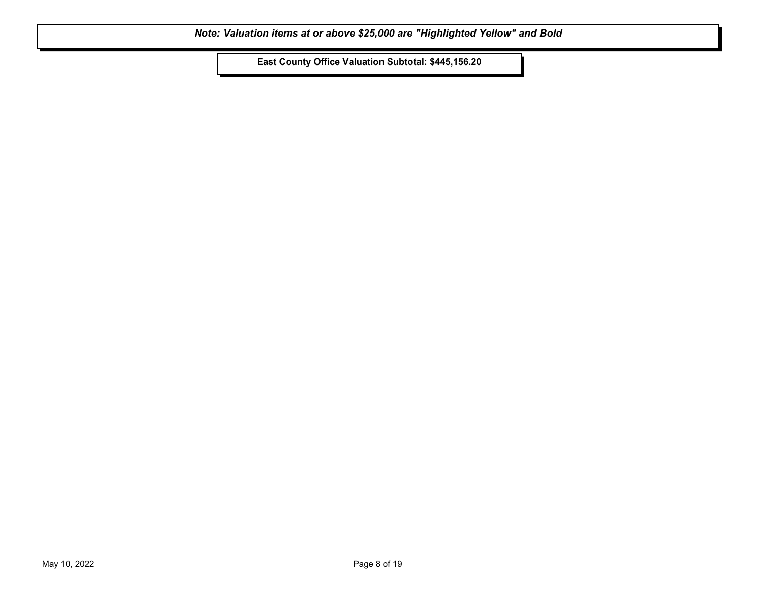***Note: Valuation items at or above $25,000 are "Highlighted Yellow" and Bold***

**East County Office Valuation Subtotal: $445,156.20**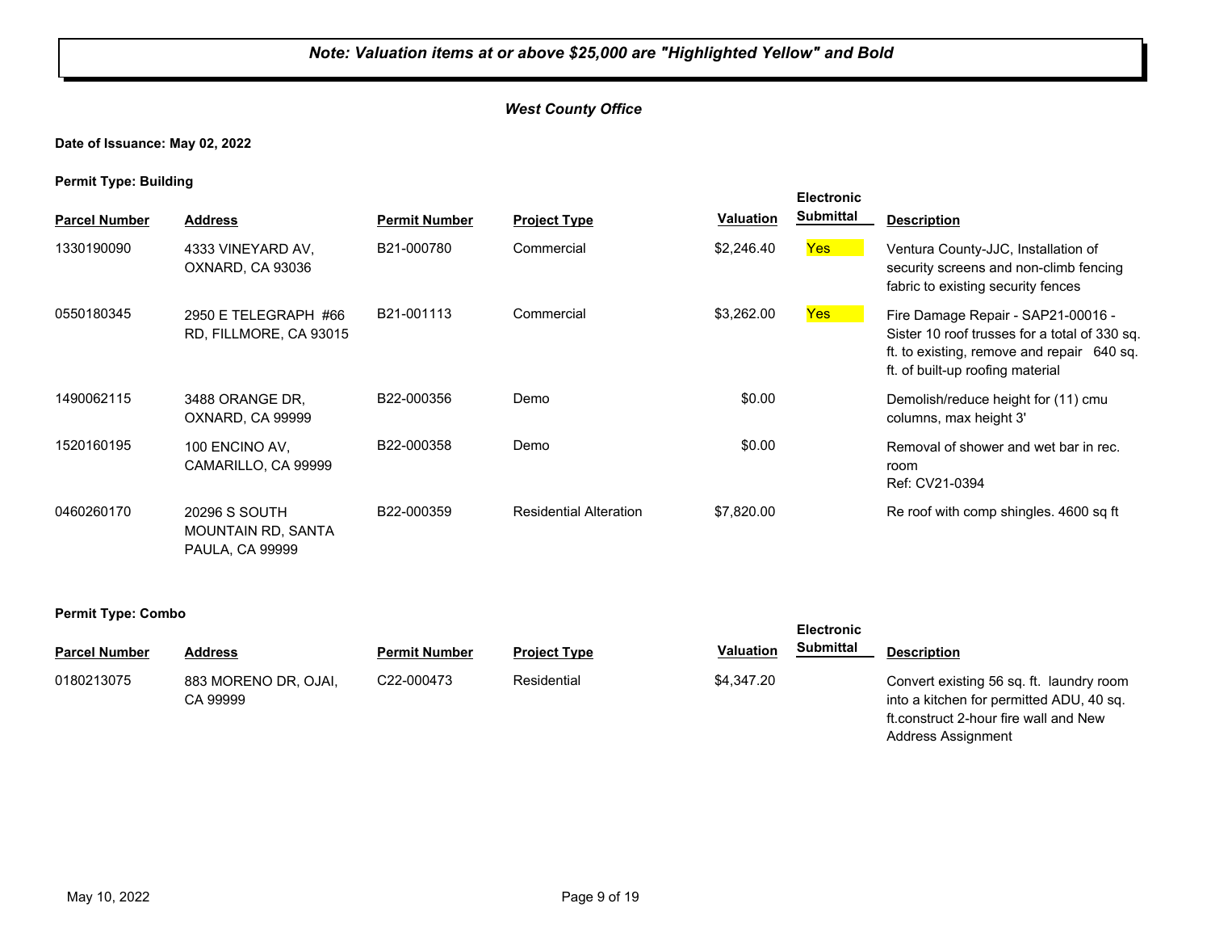*Note: Valuation items at or above $25,000 are "Highlighted Yellow" and Bold*

*West County Office*

**Date of Issuance: May 02, 2022**

**Permit Type: Building**

| Parcel Number | Address | Permit Number | Project Type | Valuation | Electronic Submittal | Description |
|---|---|---|---|---|---|---|
| 1330190090 | 4333 VINEYARD AV, OXNARD, CA 93036 | B21-000780 | Commercial | $2,246.40 | Yes | Ventura County-JJC, Installation of security screens and non-climb fencing fabric to existing security fences |
| 0550180345 | 2950 E TELEGRAPH #66 RD, FILLMORE, CA 93015 | B21-001113 | Commercial | $3,262.00 | Yes | Fire Damage Repair - SAP21-00016 - Sister 10 roof trusses for a total of 330 sq. ft. to existing, remove and repair 640 sq. ft. of built-up roofing material |
| 1490062115 | 3488 ORANGE DR, OXNARD, CA 99999 | B22-000356 | Demo | $0.00 | | Demolish/reduce height for (11) cmu columns, max height 3' |
| 1520160195 | 100 ENCINO AV, CAMARILLO, CA 99999 | B22-000358 | Demo | $0.00 | | Removal of shower and wet bar in rec. room Ref: CV21-0394 |
| 0460260170 | 20296 S SOUTH MOUNTAIN RD, SANTA PAULA, CA 99999 | B22-000359 | Residential Alteration | $7,820.00 | | Re roof with comp shingles. 4600 sq ft |

**Permit Type: Combo**

| Parcel Number | Address | Permit Number | Project Type | Valuation | Electronic Submittal | Description |
|---|---|---|---|---|---|---|
| 0180213075 | 883 MORENO DR, OJAI, CA 99999 | C22-000473 | Residential | $4,347.20 | | Convert existing 56 sq. ft. laundry room into a kitchen for permitted ADU, 40 sq. ft.construct 2-hour fire wall and New Address Assignment |

May 10, 2022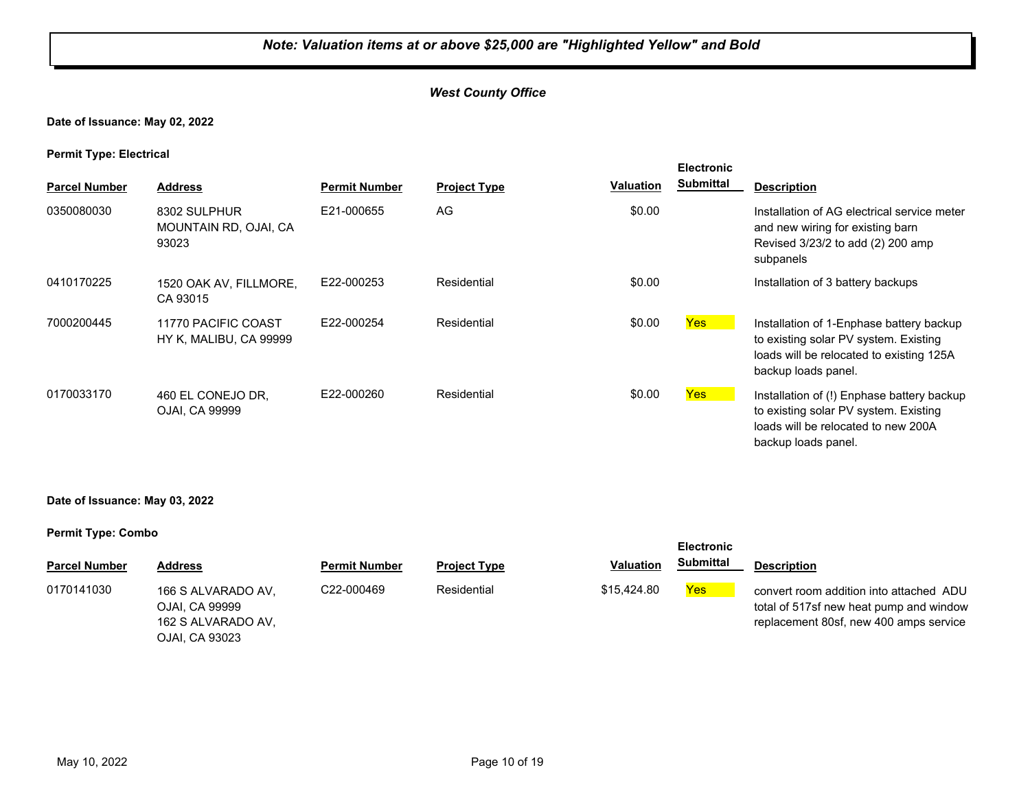***Note: Valuation items at or above $25,000 are "Highlighted Yellow" and Bold***

***West County Office***

**Date of Issuance: May 02, 2022**

**Permit Type: Electrical**

| Parcel Number | Address | Permit Number | Project Type | Valuation | Electronic Submittal | Description |
|---|---|---|---|---|---|---|
| 0350080030 | 8302 SULPHUR MOUNTAIN RD, OJAI, CA 93023 | E21-000655 | AG | $0.00 | | Installation of AG electrical service meter and new wiring for existing barn Revised 3/23/2 to add (2) 200 amp subpanels |
| 0410170225 | 1520 OAK AV, FILLMORE, CA 93015 | E22-000253 | Residential | $0.00 | | Installation of 3 battery backups |
| 7000200445 | 11770 PACIFIC COAST HY K, MALIBU, CA 99999 | E22-000254 | Residential | $0.00 | Yes | Installation of 1-Enphase battery backup to existing solar PV system. Existing loads will be relocated to existing 125A backup loads panel. |
| 0170033170 | 460 EL CONEJO DR, OJAI, CA 99999 | E22-000260 | Residential | $0.00 | Yes | Installation of (!) Enphase battery backup to existing solar PV system. Existing loads will be relocated to new 200A backup loads panel. |

**Date of Issuance: May 03, 2022**

**Permit Type: Combo**

| Parcel Number | Address | Permit Number | Project Type | Valuation | Electronic Submittal | Description |
|---|---|---|---|---|---|---|
| 0170141030 | 166 S ALVARADO AV, OJAI, CA 99999 162 S ALVARADO AV, OJAI, CA 93023 | C22-000469 | Residential | $15,424.80 | Yes | convert room addition into attached ADU total of 517sf new heat pump and window replacement 80sf, new 400 amps service |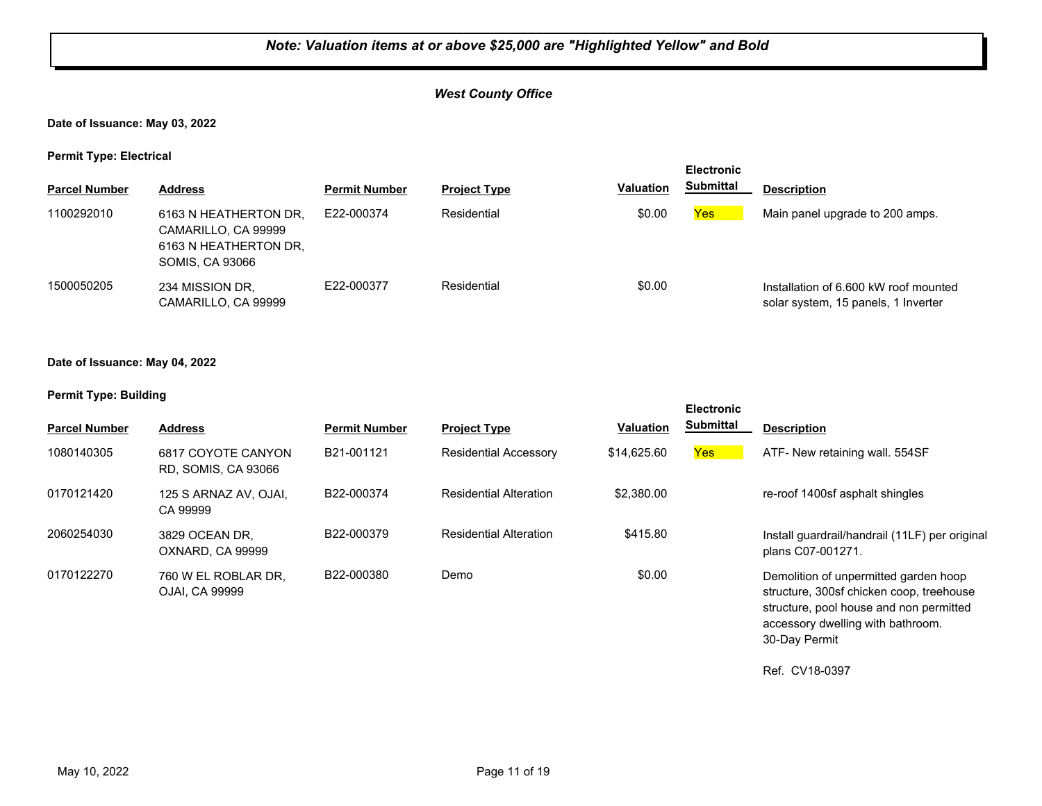***Note: Valuation items at or above $25,000 are "Highlighted Yellow" and Bold***

***West County Office***

**Date of Issuance: May 03, 2022**

**Permit Type: Electrical**

| Parcel Number | Address | Permit Number | Project Type | Valuation | Electronic Submittal | Description |
|---|---|---|---|---|---|---|
| 1100292010 | 6163 N HEATHERTON DR, CAMARILLO, CA 99999 6163 N HEATHERTON DR, SOMIS, CA 93066 | E22-000374 | Residential | $0.00 | Yes | Main panel upgrade to 200 amps. |
| 1500050205 | 234 MISSION DR, CAMARILLO, CA 99999 | E22-000377 | Residential | $0.00 | | Installation of 6.600 kW roof mounted solar system, 15 panels, 1 Inverter |

**Date of Issuance: May 04, 2022**

**Permit Type: Building**

| Parcel Number | Address | Permit Number | Project Type | Valuation | Electronic Submittal | Description |
|---|---|---|---|---|---|---|
| 1080140305 | 6817 COYOTE CANYON RD, SOMIS, CA 93066 | B21-001121 | Residential Accessory | $14,625.60 | Yes | ATF- New retaining wall. 554SF |
| 0170121420 | 125 S ARNAZ AV, OJAI, CA 99999 | B22-000374 | Residential Alteration | $2,380.00 | | re-roof 1400sf asphalt shingles |
| 2060254030 | 3829 OCEAN DR, OXNARD, CA 99999 | B22-000379 | Residential Alteration | $415.80 | | Install guardrail/handrail (11LF) per original plans C07-001271. |
| 0170122270 | 760 W EL ROBLAR DR, OJAI, CA 99999 | B22-000380 | Demo | $0.00 | | Demolition of unpermitted garden hoop structure, 300sf chicken coop, treehouse structure, pool house and non permitted accessory dwelling with bathroom. 30-Day Permit<br><br>Ref. CV18-0397 |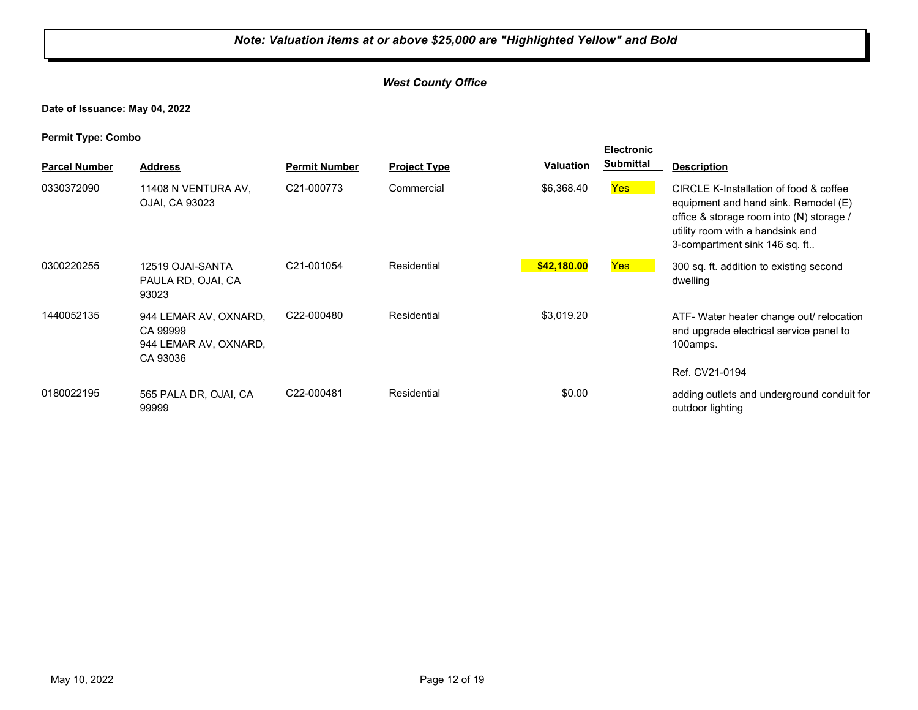**Note: Valuation items at or above $25,000 are "Highlighted Yellow" and Bold**

***West County Office***

**Date of Issuance: May 04, 2022**

**Permit Type: Combo**

| Parcel Number | Address | Permit Number | Project Type | Valuation | Electronic Submittal | Description |
|---|---|---|---|---|---|---|
| 0330372090 | 11408 N VENTURA AV, OJAI, CA 93023 | C21-000773 | Commercial | $6,368.40 | Yes | CIRCLE K-Installation of food & coffee equipment and hand sink. Remodel (E) office & storage room into (N) storage / utility room with a handsink and 3-compartment sink 146 sq. ft.. |
| 0300220255 | 12519 OJAI-SANTA PAULA RD, OJAI, CA 93023 | C21-001054 | Residential | **$42,180.00** | Yes | 300 sq. ft. addition to existing second dwelling |
| 1440052135 | 944 LEMAR AV, OXNARD, CA 99999 944 LEMAR AV, OXNARD, CA 93036 | C22-000480 | Residential | $3,019.20 | | ATF- Water heater change out/ relocation and upgrade electrical service panel to 100amps. Ref. CV21-0194 |
| 0180022195 | 565 PALA DR, OJAI, CA 99999 | C22-000481 | Residential | $0.00 | | adding outlets and underground conduit for outdoor lighting |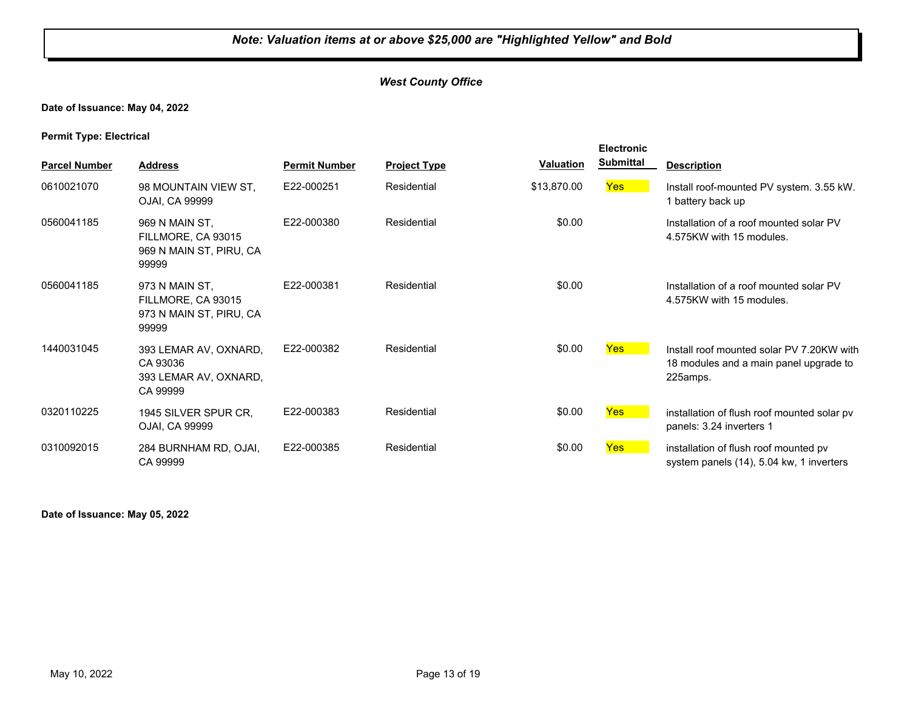***Note: Valuation items at or above $25,000 are "Highlighted Yellow" and Bold***

***West County Office***

**Date of Issuance: May 04, 2022**

**Permit Type: Electrical**

| Parcel Number | Address | Permit Number | Project Type | Valuation | Electronic Submittal | Description |
|---|---|---|---|---|---|---|
| 0610021070 | 98 MOUNTAIN VIEW ST, OJAI, CA 99999 | E22-000251 | Residential | $13,870.00 | Yes | Install roof-mounted PV system. 3.55 kW. 1 battery back up |
| 0560041185 | 969 N MAIN ST, FILLMORE, CA 93015 969 N MAIN ST, PIRU, CA 99999 | E22-000380 | Residential | $0.00 | | Installation of a roof mounted solar PV 4.575KW with 15 modules. |
| 0560041185 | 973 N MAIN ST, FILLMORE, CA 93015 973 N MAIN ST, PIRU, CA 99999 | E22-000381 | Residential | $0.00 | | Installation of a roof mounted solar PV 4.575KW with 15 modules. |
| 1440031045 | 393 LEMAR AV, OXNARD, CA 93036 393 LEMAR AV, OXNARD, CA 99999 | E22-000382 | Residential | $0.00 | Yes | Install roof mounted solar PV 7.20KW with 18 modules and a main panel upgrade to 225amps. |
| 0320110225 | 1945 SILVER SPUR CR, OJAI, CA 99999 | E22-000383 | Residential | $0.00 | Yes | installation of flush roof mounted solar pv panels: 3.24 inverters 1 |
| 0310092015 | 284 BURNHAM RD, OJAI, CA 99999 | E22-000385 | Residential | $0.00 | Yes | installation of flush roof mounted pv system panels (14), 5.04 kw, 1 inverters |

**Date of Issuance: May 05, 2022**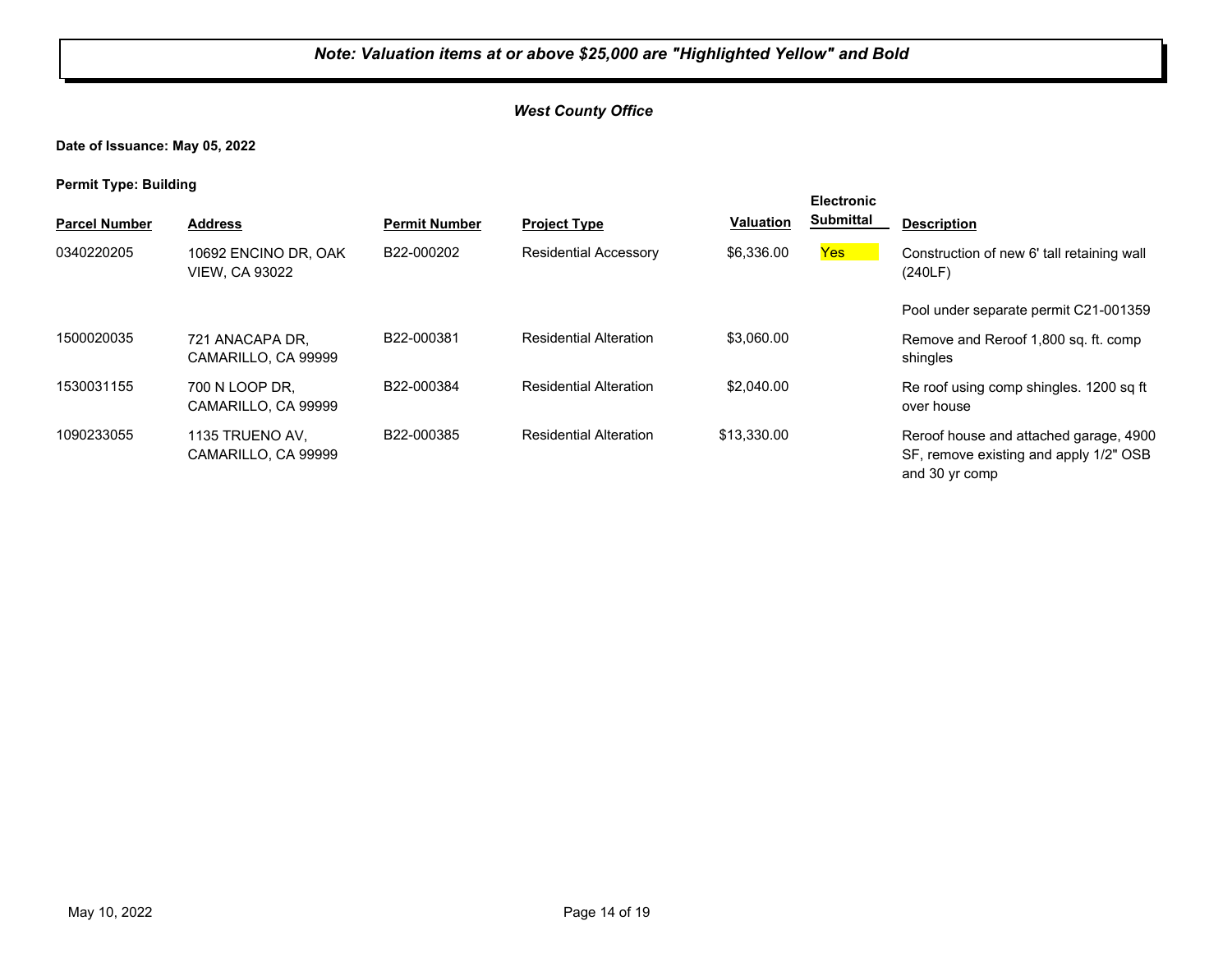*Note: Valuation items at or above $25,000 are "Highlighted Yellow" and Bold*

***West County Office***

**Date of Issuance: May 05, 2022**

**Permit Type: Building**

| Parcel Number | Address | Permit Number | Project Type | Valuation | Electronic Submittal | Description |
|---|---|---|---|---|---|---|
| 0340220205 | 10692 ENCINO DR, OAK VIEW, CA 93022 | B22-000202 | Residential Accessory | $6,336.00 | Yes | Construction of new 6' tall retaining wall (240LF)<br><br>Pool under separate permit C21-001359 |
| 1500020035 | 721 ANACAPA DR, CAMARILLO, CA 99999 | B22-000381 | Residential Alteration | $3,060.00 | | Remove and Reroof 1,800 sq. ft. comp shingles |
| 1530031155 | 700 N LOOP DR, CAMARILLO, CA 99999 | B22-000384 | Residential Alteration | $2,040.00 | | Re roof using comp shingles. 1200 sq ft over house |
| 1090233055 | 1135 TRUENO AV, CAMARILLO, CA 99999 | B22-000385 | Residential Alteration | $13,330.00 | | Reroof house and attached garage, 4900 SF, remove existing and apply 1/2" OSB and 30 yr comp |

May 10, 2022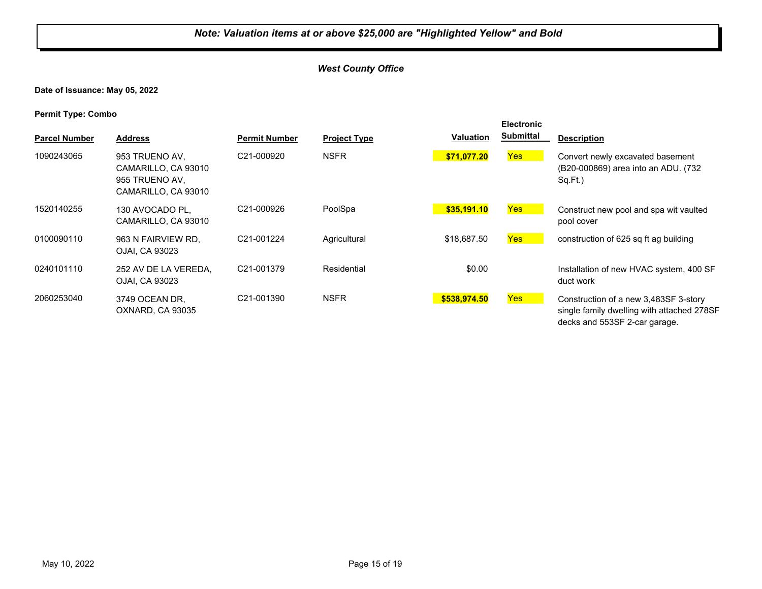***Note: Valuation items at or above $25,000 are "Highlighted Yellow" and Bold***

***West County Office***

**Date of Issuance: May 05, 2022**

**Permit Type: Combo**

| Parcel Number | Address | Permit Number | Project Type | Valuation | Electronic Submittal | Description |
|---|---|---|---|---|---|---|
| 1090243065 | 953 TRUENO AV, CAMARILLO, CA 93010 955 TRUENO AV, CAMARILLO, CA 93010 | C21-000920 | NSFR | **$71,077.20** | Yes | Convert newly excavated basement (B20-000869) area into an ADU. (732 Sq.Ft.) |
| 1520140255 | 130 AVOCADO PL, CAMARILLO, CA 93010 | C21-000926 | PoolSpa | **$35,191.10** | Yes | Construct new pool and spa wit vaulted pool cover |
| 0100090110 | 963 N FAIRVIEW RD, OJAI, CA 93023 | C21-001224 | Agricultural | $18,687.50 | Yes | construction of 625 sq ft ag building |
| 0240101110 | 252 AV DE LA VEREDA, OJAI, CA 93023 | C21-001379 | Residential | $0.00 | | Installation of new HVAC system, 400 SF duct work |
| 2060253040 | 3749 OCEAN DR, OXNARD, CA 93035 | C21-001390 | NSFR | **$538,974.50** | Yes | Construction of a new 3,483SF 3-story single family dwelling with attached 278SF decks and 553SF 2-car garage. |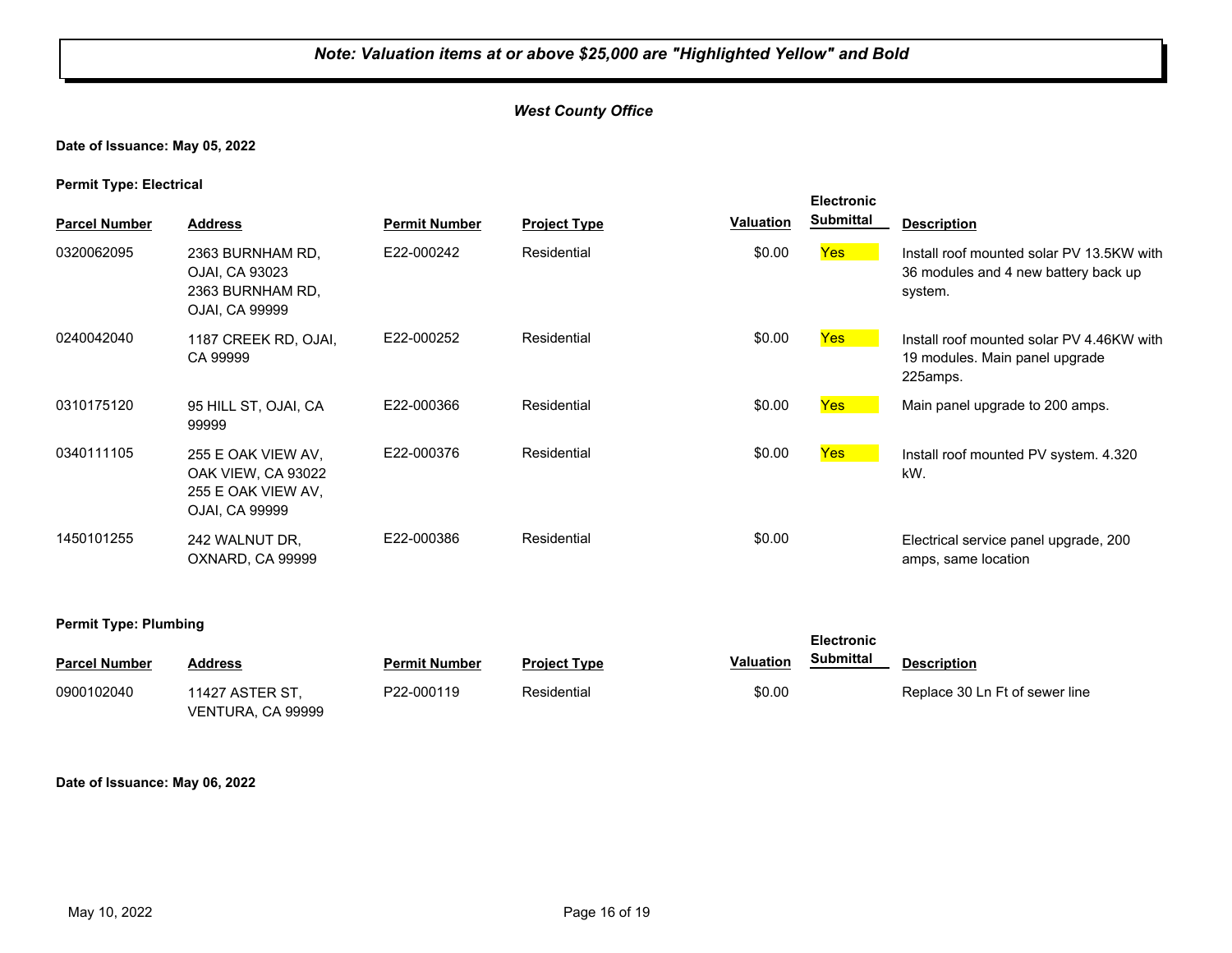***Note: Valuation items at or above $25,000 are "Highlighted Yellow" and Bold***

***West County Office***

**Date of Issuance: May 05, 2022**

**Permit Type: Electrical**

| Parcel Number | Address | Permit Number | Project Type | Valuation | Electronic Submittal | Description |
|---|---|---|---|---|---|---|
| 0320062095 | 2363 BURNHAM RD, OJAI, CA 93023 2363 BURNHAM RD, OJAI, CA 99999 | E22-000242 | Residential | $0.00 | Yes | Install roof mounted solar PV 13.5KW with 36 modules and 4 new battery back up system. |
| 0240042040 | 1187 CREEK RD, OJAI, CA 99999 | E22-000252 | Residential | $0.00 | Yes | Install roof mounted solar PV 4.46KW with 19 modules. Main panel upgrade 225amps. |
| 0310175120 | 95 HILL ST, OJAI, CA 99999 | E22-000366 | Residential | $0.00 | Yes | Main panel upgrade to 200 amps. |
| 0340111105 | 255 E OAK VIEW AV, OAK VIEW, CA 93022 255 E OAK VIEW AV, OJAI, CA 99999 | E22-000376 | Residential | $0.00 | Yes | Install roof mounted PV system. 4.320 kW. |
| 1450101255 | 242 WALNUT DR, OXNARD, CA 99999 | E22-000386 | Residential | $0.00 | | Electrical service panel upgrade, 200 amps, same location |

**Permit Type: Plumbing**

| Parcel Number | Address | Permit Number | Project Type | Valuation | Electronic Submittal | Description |
|---|---|---|---|---|---|---|
| 0900102040 | 11427 ASTER ST, VENTURA, CA 99999 | P22-000119 | Residential | $0.00 | | Replace 30 Ln Ft of sewer line |

**Date of Issuance: May 06, 2022**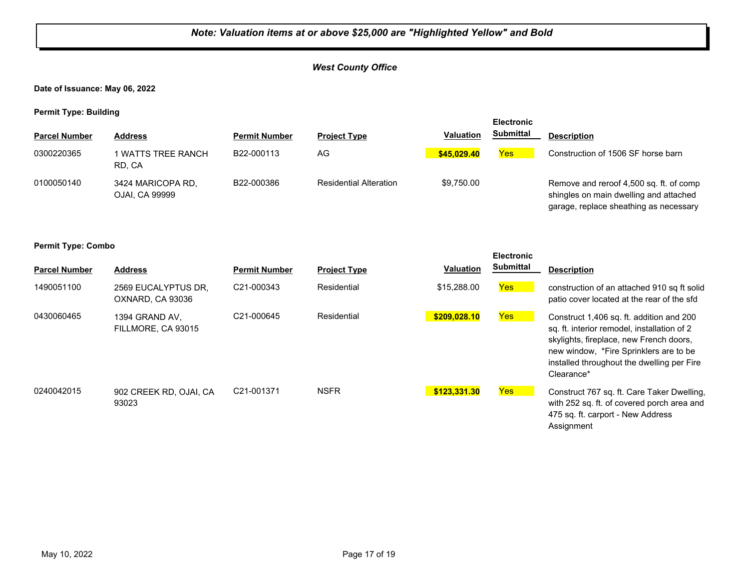***Note: Valuation items at or above $25,000 are "Highlighted Yellow" and Bold***

***West County Office***

**Date of Issuance: May 06, 2022**

**Permit Type: Building**

| Parcel Number | Address | Permit Number | Project Type | Valuation | Electronic Submittal | Description |
|---|---|---|---|---|---|---|
| 0300220365 | 1 WATTS TREE RANCH RD, CA | B22-000113 | AG | **$45,029.40** | Yes | Construction of 1506 SF horse barn |
| 0100050140 | 3424 MARICOPA RD, OJAI, CA 99999 | B22-000386 | Residential Alteration | $9,750.00 | | Remove and reroof 4,500 sq. ft. of comp shingles on main dwelling and attached garage, replace sheathing as necessary |

**Permit Type: Combo**

| Parcel Number | Address | Permit Number | Project Type | Valuation | Electronic Submittal | Description |
|---|---|---|---|---|---|---|
| 1490051100 | 2569 EUCALYPTUS DR, OXNARD, CA 93036 | C21-000343 | Residential | $15,288.00 | Yes | construction of an attached 910 sq ft solid patio cover located at the rear of the sfd |
| 0430060465 | 1394 GRAND AV, FILLMORE, CA 93015 | C21-000645 | Residential | **$209,028.10** | Yes | Construct 1,406 sq. ft. addition and 200 sq. ft. interior remodel, installation of 2 skylights, fireplace, new French doors, new window, *Fire Sprinklers are to be installed throughout the dwelling per Fire Clearance* |
| 0240042015 | 902 CREEK RD, OJAI, CA 93023 | C21-001371 | NSFR | **$123,331.30** | Yes | Construct 767 sq. ft. Care Taker Dwelling, with 252 sq. ft. of covered porch area and 475 sq. ft. carport - New Address Assignment |

May 10, 2022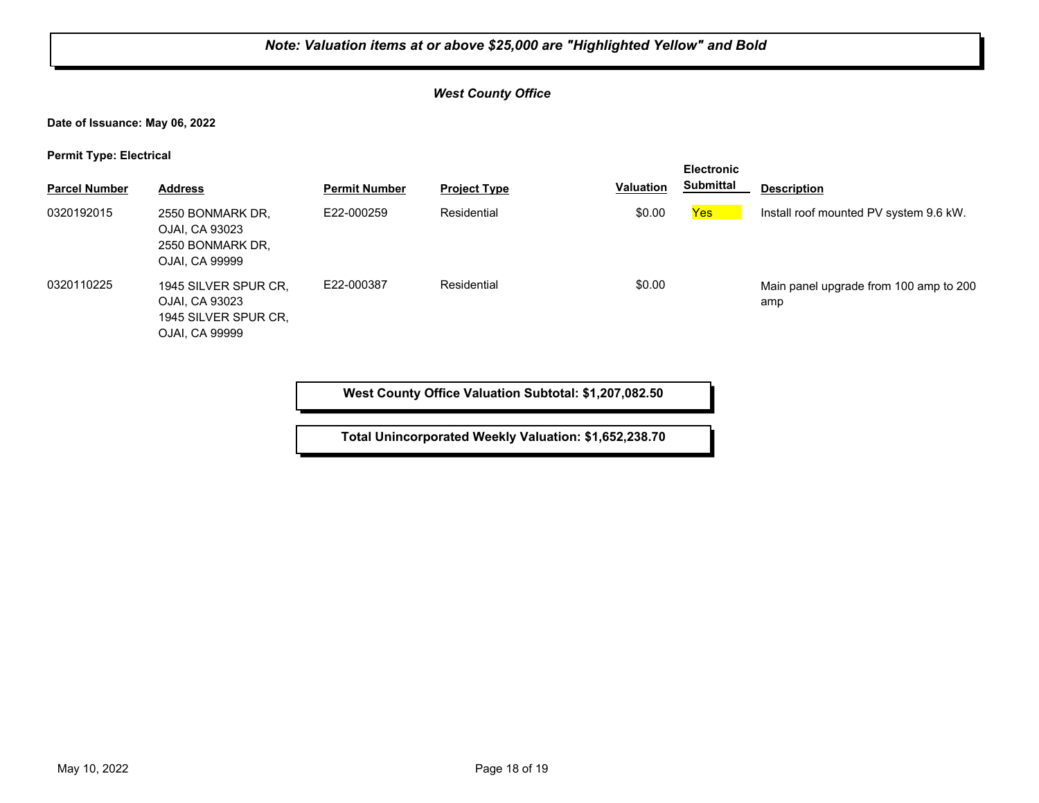***Note: Valuation items at or above $25,000 are "Highlighted Yellow" and Bold***

***West County Office***

**Date of Issuance: May 06, 2022**

**Permit Type: Electrical**

| Parcel Number | Address | Permit Number | Project Type | Valuation | Electronic Submittal | Description |
|---|---|---|---|---|---|---|
| 0320192015 | 2550 BONMARK DR, OJAI, CA 93023 2550 BONMARK DR, OJAI, CA 99999 | E22-000259 | Residential | $0.00 | Yes | Install roof mounted PV system 9.6 kW. |
| 0320110225 | 1945 SILVER SPUR CR, OJAI, CA 93023 1945 SILVER SPUR CR, OJAI, CA 99999 | E22-000387 | Residential | $0.00 | | Main panel upgrade from 100 amp to 200 amp |

**West County Office Valuation Subtotal: $1,207,082.50**

**Total Unincorporated Weekly Valuation: $1,652,238.70**

May 10, 2022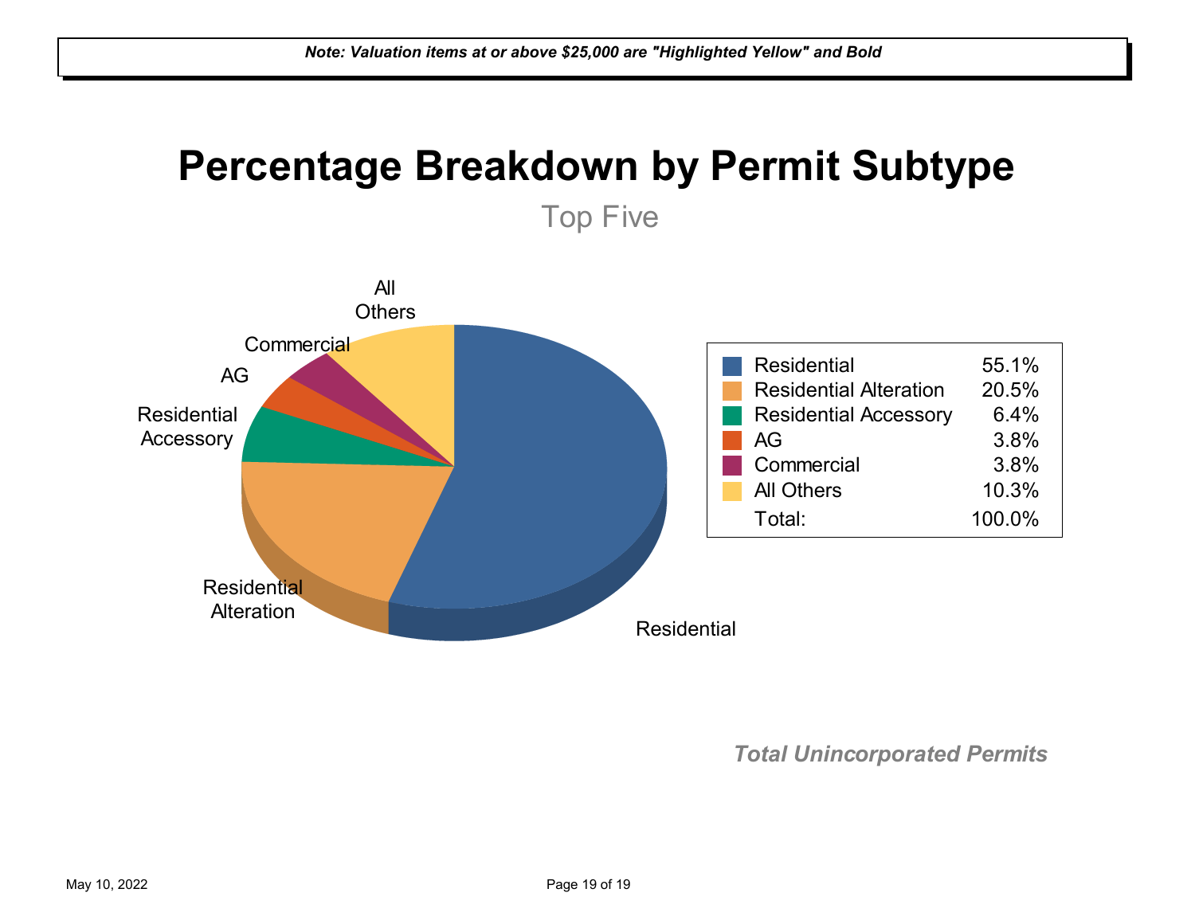***Note: Valuation items at or above $25,000 are "Highlighted Yellow" and Bold***

# Percentage Breakdown by Permit Subtype

## Top Five

All Others

Commercial

AG

Residential Accessory

Residential Alteration

Residential

Residential 55.1%

Residential Alteration 20.5%

Residential Accessory 6.4%

AG 3.8%

Commercial 3.8%

All Others 10.3%

Total: 100.0%

***Total Unincorporated Permits***

May 10, 2022